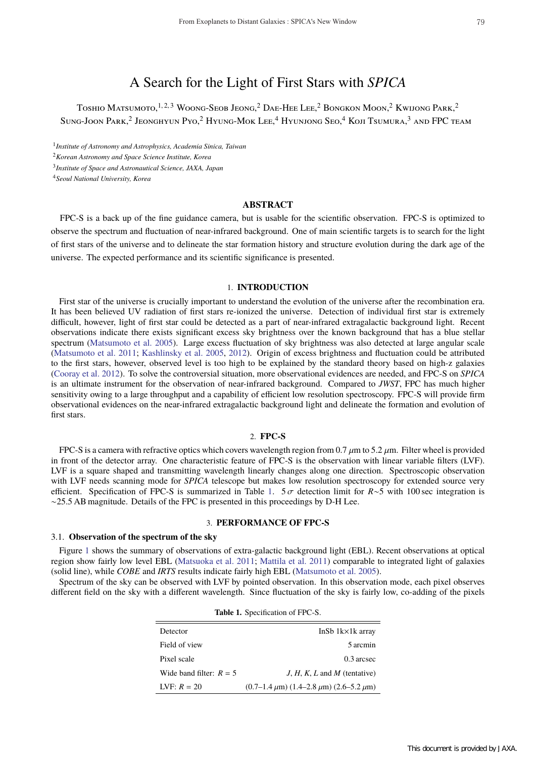# A Search for the Light of First Stars with *SPICA*

Toshio Matsumoto,[1,2,3] Woong-Seob Jeong,[2] Dae-Hee Lee,[2] Bongkon Moon,[2] Kwijong Park,[2] Sung-Joon Park,[2] Jeonghyun Pyo,[2] Hyung-Mok Lee,[4] Hyunjong Seo,[4] Koji Tsumura,[3] and FPC team

[1] *Institute of Astronomy and Astrophysics, Academia Sinica, Taiwan*
[2] *Korean Astronomy and Space Science Institute, Korea*
[3] *Institute of Space and Astronautical Science, JAXA, Japan*
[4] *Seoul National University, Korea*

## ABSTRACT

FPC-S is a back up of the fine guidance camera, but is usable for the scientific observation. FPC-S is optimized to observe the spectrum and fluctuation of near-infrared background. One of main scientific targets is to search for the light of first stars of the universe and to delineate the star formation history and structure evolution during the dark age of the universe. The expected performance and its scientific significance is presented.

## 1. INTRODUCTION

First star of the universe is crucially important to understand the evolution of the universe after the recombination era. It has been believed UV radiation of first stars re-ionized the universe. Detection of individual first star is extremely difficult, however, light of first star could be detected as a part of near-infrared extragalactic background light. Recent observations indicate there exists significant excess sky brightness over the known background that has a blue stellar spectrum (Matsumoto et al. 2005). Large excess fluctuation of sky brightness was also detected at large angular scale (Matsumoto et al. 2011; Kashlinsky et al. 2005, 2012). Origin of excess brightness and fluctuation could be attributed to the first stars, however, observed level is too high to be explained by the standard theory based on high-z galaxies (Cooray et al. 2012). To solve the controversial situation, more observational evidences are needed, and FPC-S on *SPICA* is an ultimate instrument for the observation of near-infrared background. Compared to *JWST*, FPC has much higher sensitivity owing to a large throughput and a capability of efficient low resolution spectroscopy. FPC-S will provide firm observational evidences on the near-infrared extragalactic background light and delineate the formation and evolution of first stars.

## 2. FPC-S

FPC-S is a camera with refractive optics which covers wavelength region from 0.7 $\mu$m to 5.2 $\mu$m. Filter wheel is provided in front of the detector array. One characteristic feature of FPC-S is the observation with linear variable filters (LVF). LVF is a square shaped and transmitting wavelength linearly changes along one direction. Spectroscopic observation with LVF needs scanning mode for *SPICA* telescope but makes low resolution spectroscopy for extended source very efficient. Specification of FPC-S is summarized in Table 1. $5\,\sigma$ detection limit for $R\sim5$ with 100 sec integration is $\sim$25.5 AB magnitude. Details of the FPC is presented in this proceedings by D-H Lee.

## 3. PERFORMANCE OF FPC-S

### 3.1. Observation of the spectrum of the sky

Figure 1 shows the summary of observations of extra-galactic background light (EBL). Recent observations at optical region show fairly low level EBL (Matsuoka et al. 2011; Mattila et al. 2011) comparable to integrated light of galaxies (solid line), while *COBE* and *IRTS* results indicate fairly high EBL (Matsumoto et al. 2005).

Spectrum of the sky can be observed with LVF by pointed observation. In this observation mode, each pixel observes different field on the sky with a different wavelength. Since fluctuation of the sky is fairly low, co-adding of the pixels

**Table 1.** Specification of FPC-S.

| | |
|---|---|
| Detector | InSb 1k×1k array |
| Field of view | 5 arcmin |
| Pixel scale | 0.3 arcsec |
| Wide band filter: $R = 5$ | *J*, *H*, *K*, *L* and *M* (tentative) |
| LVF: $R = 20$ | (0.7–1.4 $\mu$m) (1.4–2.8 $\mu$m) (2.6–5.2 $\mu$m) |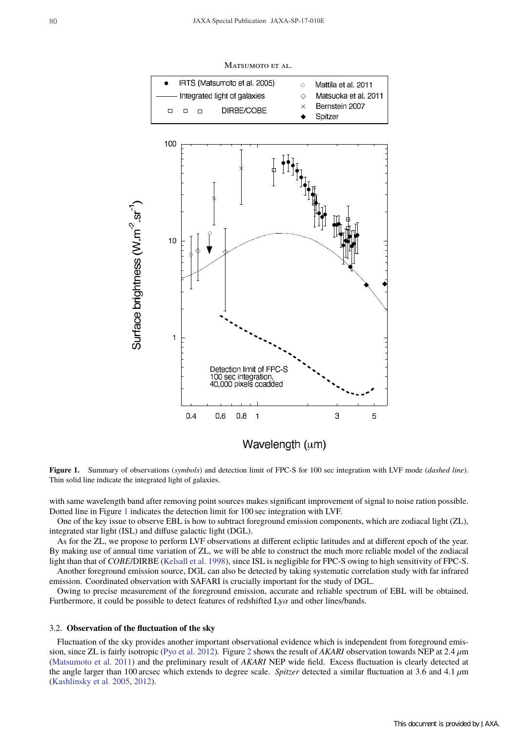**Figure 1.** Summary of observations (*symbols*) and detection limit of FPC-S for 100 sec integration with LVF mode (*dashed line*). Thin solid line indicate the integrated light of galaxies.

with same wavelength band after removing point sources makes significant improvement of signal to noise ration possible. Dotted line in Figure 1 indicates the detection limit for 100 sec integration with LVF.

One of the key issue to observe EBL is how to subtract foreground emission components, which are zodiacal light (ZL), integrated star light (ISL) and diffuse galactic light (DGL).

As for the ZL, we propose to perform LVF observations at different ecliptic latitudes and at different epoch of the year. By making use of annual time variation of ZL, we will be able to construct the much more reliable model of the zodiacal light than that of *COBE*/DIRBE (Kelsall et al. 1998), since ISL is negligible for FPC-S owing to high sensitivity of FPC-S.

Another foreground emission source, DGL can also be detected by taking systematic correlation study with far infrared emission. Coordinated observation with SAFARI is crucially important for the study of DGL.

Owing to precise measurement of the foreground emission, accurate and reliable spectrum of EBL will be obtained. Furthermore, it could be possible to detect features of redshifted Ly$\alpha$ and other lines/bands.

### 3.2. Observation of the fluctuation of the sky

Fluctuation of the sky provides another important observational evidence which is independent from foreground emission, since ZL is fairly isotropic (Pyo et al. 2012). Figure 2 shows the result of *AKARI* observation towards NEP at 2.4 $\mu$m (Matsumoto et al. 2011) and the preliminary result of *AKARI* NEP wide field. Excess fluctuation is clearly detected at the angle larger than 100 arcsec which extends to degree scale. *Spitzer* detected a similar fluctuation at 3.6 and 4.1 $\mu$m (Kashlinsky et al. 2005, 2012).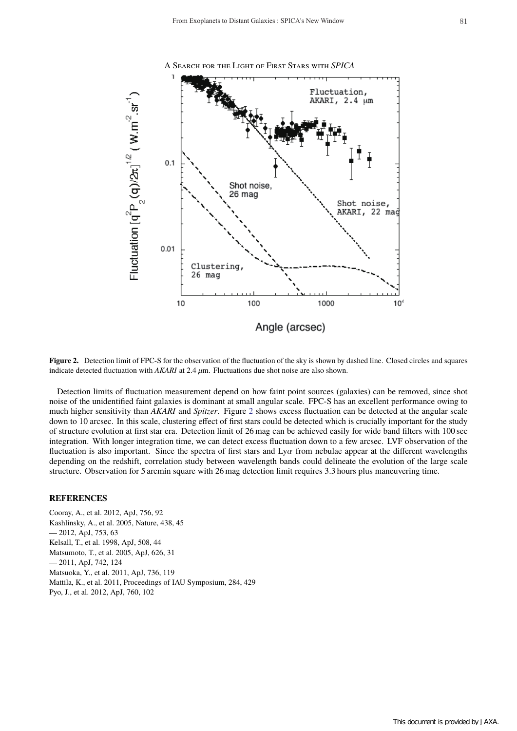A Search for the Light of First Stars with *SPICA*

Fluctuation $[q^2P_2(q)/2\pi]^{1/2}$ ( $W.m^{-2}.sr^{-1}$ )

Fluctuation, AKARI, 2.4 μm

Shot noise, 26 mag

Shot noise, AKARI, 22 mag

Clustering, 26 mag

1

0.1

0.01

10

100

1000

$10^4$

Angle (arcsec)

**Figure 2.** Detection limit of FPC-S for the observation of the fluctuation of the sky is shown by dashed line. Closed circles and squares indicate detected fluctuation with *AKARI* at 2.4 $\mu$m. Fluctuations due shot noise are also shown.

Detection limits of fluctuation measurement depend on how faint point sources (galaxies) can be removed, since shot noise of the unidentified faint galaxies is dominant at small angular scale. FPC-S has an excellent performance owing to much higher sensitivity than *AKARI* and *Spitzer*. Figure 2 shows excess fluctuation can be detected at the angular scale down to 10 arcsec. In this scale, clustering effect of first stars could be detected which is crucially important for the study of structure evolution at first star era. Detection limit of 26 mag can be achieved easily for wide band filters with 100 sec integration. With longer integration time, we can detect excess fluctuation down to a few arcsec. LVF observation of the fluctuation is also important. Since the spectra of first stars and Ly$\alpha$ from nebulae appear at the different wavelengths depending on the redshift, correlation study between wavelength bands could delineate the evolution of the large scale structure. Observation for 5 arcmin square with 26 mag detection limit requires 3.3 hours plus maneuvering time.

## REFERENCES

Cooray, A., et al. 2012, ApJ, 756, 92
Kashlinsky, A., et al. 2005, Nature, 438, 45
— 2012, ApJ, 753, 63
Kelsall, T., et al. 1998, ApJ, 508, 44
Matsumoto, T., et al. 2005, ApJ, 626, 31
— 2011, ApJ, 742, 124
Matsuoka, Y., et al. 2011, ApJ, 736, 119
Mattila, K., et al. 2011, Proceedings of IAU Symposium, 284, 429
Pyo, J., et al. 2012, ApJ, 760, 102